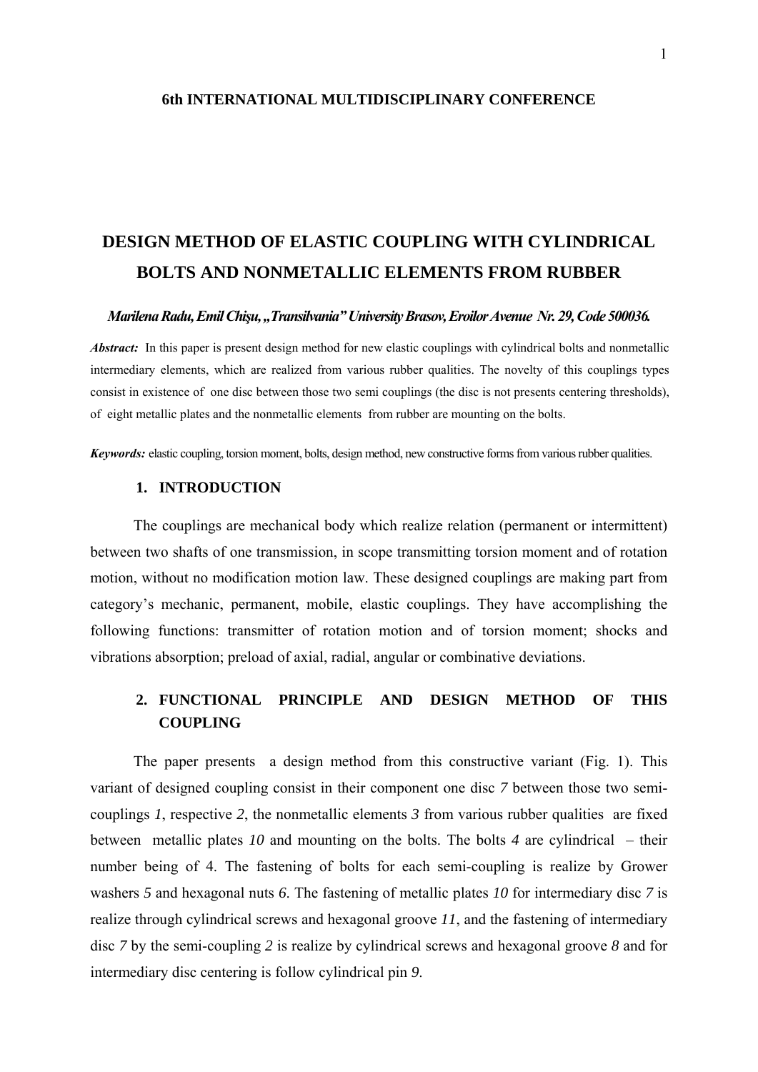**6th INTERNATIONAL MULTIDISCIPLINARY CONFERENCE**

# DESIGN METHOD OF ELASTIC COUPLING WITH CYLINDRICAL BOLTS AND NONMETALLIC ELEMENTS FROM RUBBER

***Marilena Radu, Emil Chişu, „Transilvania" University Brasov, Eroilor Avenue Nr. 29, Code 500036.***

***Abstract:*** In this paper is present design method for new elastic couplings with cylindrical bolts and nonmetallic intermediary elements, which are realized from various rubber qualities. The novelty of this couplings types consist in existence of one disc between those two semi couplings (the disc is not presents centering thresholds), of eight metallic plates and the nonmetallic elements from rubber are mounting on the bolts.

***Keywords:*** elastic coupling, torsion moment, bolts, design method, new constructive forms from various rubber qualities.

## 1. INTRODUCTION

The couplings are mechanical body which realize relation (permanent or intermittent) between two shafts of one transmission, in scope transmitting torsion moment and of rotation motion, without no modification motion law. These designed couplings are making part from category's mechanic, permanent, mobile, elastic couplings. They have accomplishing the following functions: transmitter of rotation motion and of torsion moment; shocks and vibrations absorption; preload of axial, radial, angular or combinative deviations.

## 2. FUNCTIONAL PRINCIPLE AND DESIGN METHOD OF THIS COUPLING

The paper presents a design method from this constructive variant (Fig. 1). This variant of designed coupling consist in their component one disc *7* between those two semi-couplings *1*, respective *2*, the nonmetallic elements *3* from various rubber qualities are fixed between metallic plates *10* and mounting on the bolts. The bolts *4* are cylindrical – their number being of 4. The fastening of bolts for each semi-coupling is realize by Grower washers *5* and hexagonal nuts *6*. The fastening of metallic plates *10* for intermediary disc *7* is realize through cylindrical screws and hexagonal groove *11*, and the fastening of intermediary disc *7* by the semi-coupling *2* is realize by cylindrical screws and hexagonal groove *8* and for intermediary disc centering is follow cylindrical pin *9*.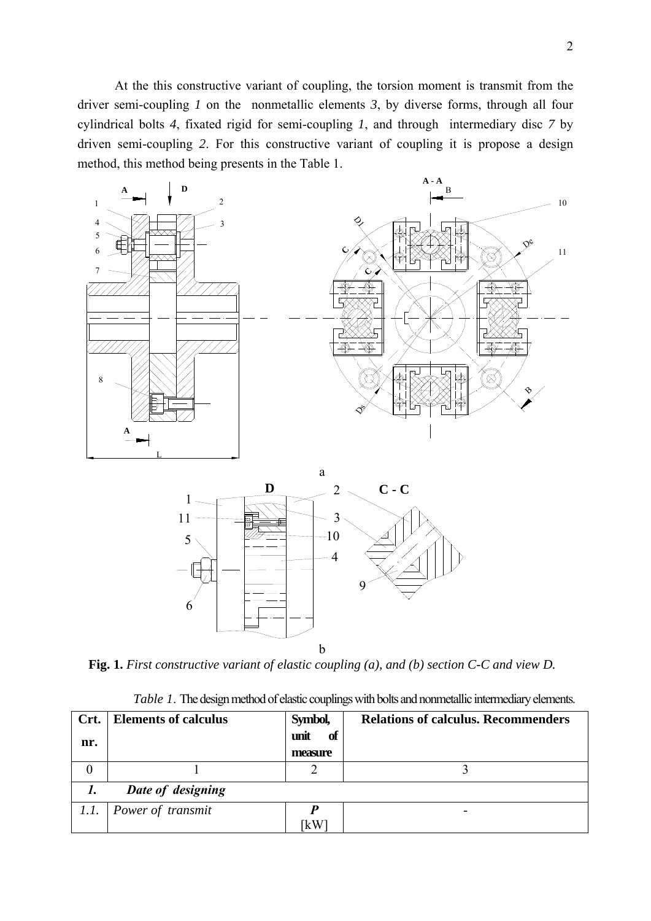At the this constructive variant of coupling, the torsion moment is transmit from the driver semi-coupling *1* on the nonmetallic elements *3*, by diverse forms, through all four cylindrical bolts *4*, fixated rigid for semi-coupling *1*, and through intermediary disc *7* by driven semi-coupling *2*. For this constructive variant of coupling it is propose a design method, this method being presents in the Table 1.

**Fig. 1.** *First constructive variant of elastic coupling (a), and (b) section C-C and view D.*

*Table 1.* The design method of elastic couplings with bolts and nonmetallic intermediary elements.

| Crt. nr. | Elements of calculus | Symbol, unit of measure | Relations of calculus. Recommenders |
|---|---|---|---|
| 0 | 1 | 2 | 3 |
| ***1.*** | ***Date of designing*** | | |
| *1.1.* | *Power of transmit* | ***P*** [kW] | - |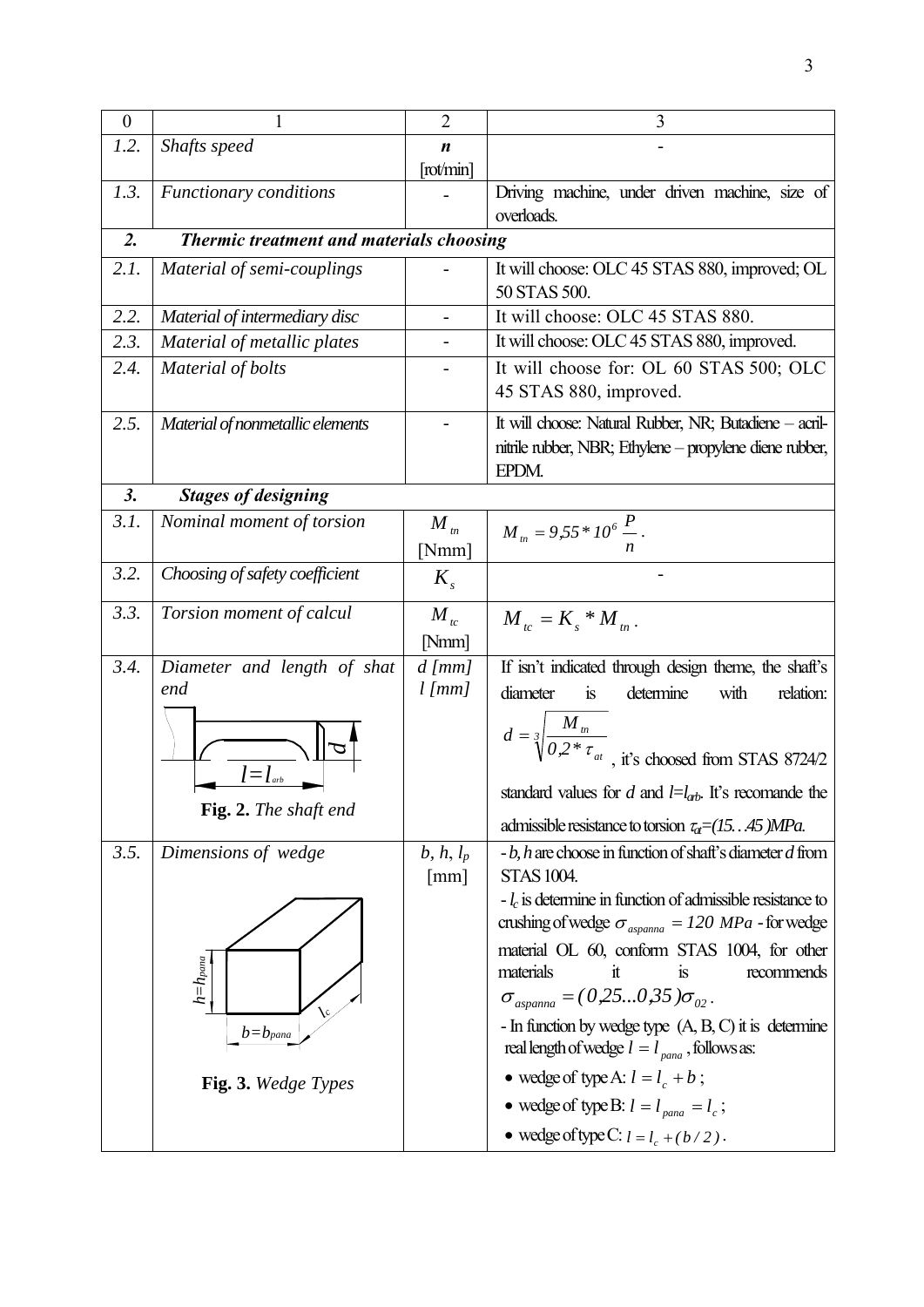| 0 | 1 | 2 | 3 |
|---|---|---|---|
| *1.2.* | *Shafts speed* | ***n*** [rot/min] | - |
| *1.3.* | *Functionary conditions* | - | Driving machine, under driven machine, size of overloads. |
| ***2.*** | ***Thermic treatment and materials choosing*** | | |
| *2.1.* | *Material of semi-couplings* | - | It will choose: OLC 45 STAS 880, improved; OL 50 STAS 500. |
| *2.2.* | *Material of intermediary disc* | - | It will choose: OLC 45 STAS 880. |
| *2.3.* | *Material of metallic plates* | - | It will choose: OLC 45 STAS 880, improved. |
| *2.4.* | *Material of bolts* | - | It will choose for: OL 60 STAS 500; OLC 45 STAS 880, improved. |
| *2.5.* | *Material of nonmetallic elements* | - | It will choose: Natural Rubber, NR; Butadiene – acril-nitrile rubber, NBR; Ethylene – propylene diene rubber, EPDM. |
| ***3.*** | ***Stages of designing*** | | |
| *3.1.* | *Nominal moment of torsion* | $M_{tn}$ [Nmm] | $M_{tn} = 9{,}55 * 10^6 \dfrac{P}{n}$. |
| *3.2.* | *Choosing of safety coefficient* | $K_s$ | - |
| *3.3.* | *Torsion moment of calcul* | $M_{tc}$ [Nmm] | $M_{tc} = K_s * M_{tn}$. |
| *3.4.* | *Diameter and length of shat end* <br> $l=l_{arb}$, $d$ <br> **Fig. 2.** *The shaft end* | *d [mm]* *l [mm]* | If isn't indicated through design theme, the shaft's diameter is determine with relation: $d = \sqrt[3]{\dfrac{M_{tn}}{0{,}2 * \tau_{at}}}$, it's choosed from STAS 8724/2 standard values for *d* and $l=l_{arb}$. It's recomande the admissible resistance to torsion $\tau_{at}=(15...45)MPa$. |
| *3.5.* | *Dimensions of wedge* <br> $h=h_{pana}$, $b=b_{pana}$, $l_c$ <br> **Fig. 3.** *Wedge Types* | *b*, *h*, $l_p$ [mm] | - *b*, *h* are choose in function of shaft's diameter *d* from STAS 1004. <br> - $l_c$ is determine in function of admissible resistance to crushing of wedge $\sigma_{aspanna} = 120\ MPa$ - for wedge material OL 60, conform STAS 1004, for other materials it is recommends $\sigma_{aspanna} = (0{,}25...0{,}35)\sigma_{02}$. <br> - In function by wedge type (A, B, C) it is determine real length of wedge $l = l_{pana}$, follows as: <br> • wedge of type A: $l = l_c + b$; <br> • wedge of type B: $l = l_{pana} = l_c$; <br> • wedge of type C: $l = l_c + (b/2)$. |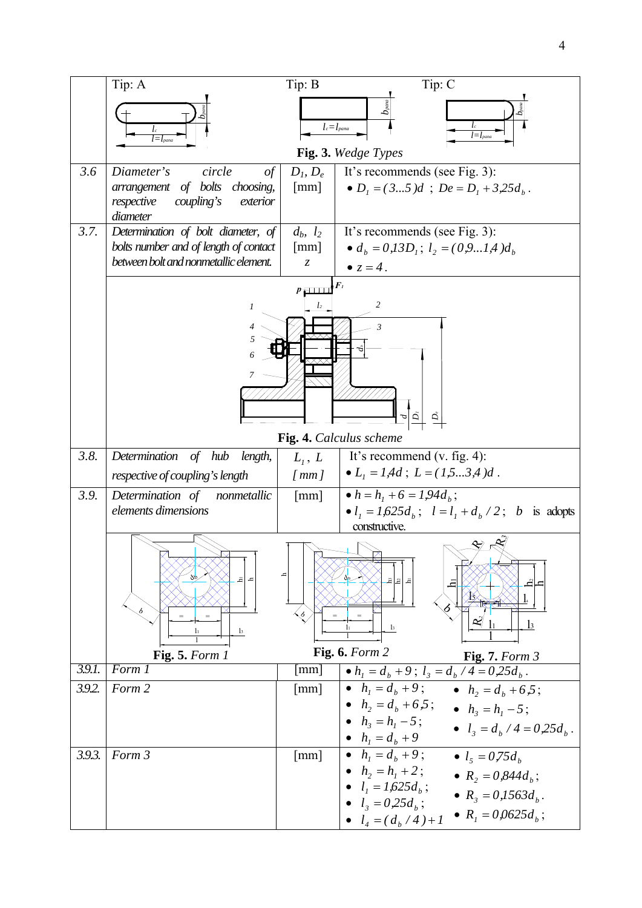| | | | |
|---|---|---|---|
| | Tip: A | Tip: B | Tip: C |
| | **Fig. 3.** *Wedge Types* | | |
| *3.6* | *Diameter's circle of arrangement of bolts choosing, respective coupling's exterior diameter* | $D_1$, $D_e$ [mm] | It's recommends (see Fig. 3): • $D_1 = (3...5)d$ ; $De = D_1 + 3{,}25d_b$ . |
| *3.7.* | *Determination of bolt diameter, of bolts number and of length of contact between bolt and nonmetallic element.* | $d_b$, $l_2$ [mm] $z$ | It's recommends (see Fig. 3): • $d_b = 0{,}13D_1$; $l_2 = (0{,}9...1{,}4)d_b$ • $z = 4$ . |
| | **Fig. 4.** *Calculus scheme* | | |
| *3.8.* | *Determination of hub length, respective of coupling's length* | $L_1$, $L$ [ mm ] | It's recommend (v. fig. 4): • $L_1 = 1{,}4d$ ; $L = (1{,}5...3{,}4)d$ . |
| *3.9.* | *Determination of nonmetallic elements dimensions* | [mm] | • $h = h_1 + 6 = 1{,}94d_b$; • $l_1 = 1{,}625d_b$; $l = l_1 + d_b / 2$; $b$ is adopts constructive. |
| | **Fig. 5.** *Form 1* **Fig. 6.** *Form 2* **Fig. 7.** *Form 3* | | |
| *3.9.1.* | *Form 1* | [mm] | • $h_1 = d_b + 9$; $l_3 = d_b / 4 = 0{,}25d_b$ . |
| *3.9.2.* | *Form 2* | [mm] | • $h_1 = d_b + 9$; • $h_2 = d_b + 6{,}5$; • $h_3 = h_1 - 5$; • $h_1 = d_b + 9$ • $h_2 = d_b + 6{,}5$; • $h_3 = h_1 - 5$; • $l_3 = d_b / 4 = 0{,}25d_b$ . |
| *3.9.3.* | *Form 3* | [mm] | • $h_1 = d_b + 9$; • $h_2 = h_1 + 2$; • $l_1 = 1{,}625d_b$; • $l_3 = 0{,}25d_b$; • $l_4 = (d_b / 4) + 1$ • $l_5 = 0{,}75d_b$ • $R_2 = 0{,}844d_b$; • $R_3 = 0{,}1563d_b$. • $R_1 = 0{,}0625d_b$; |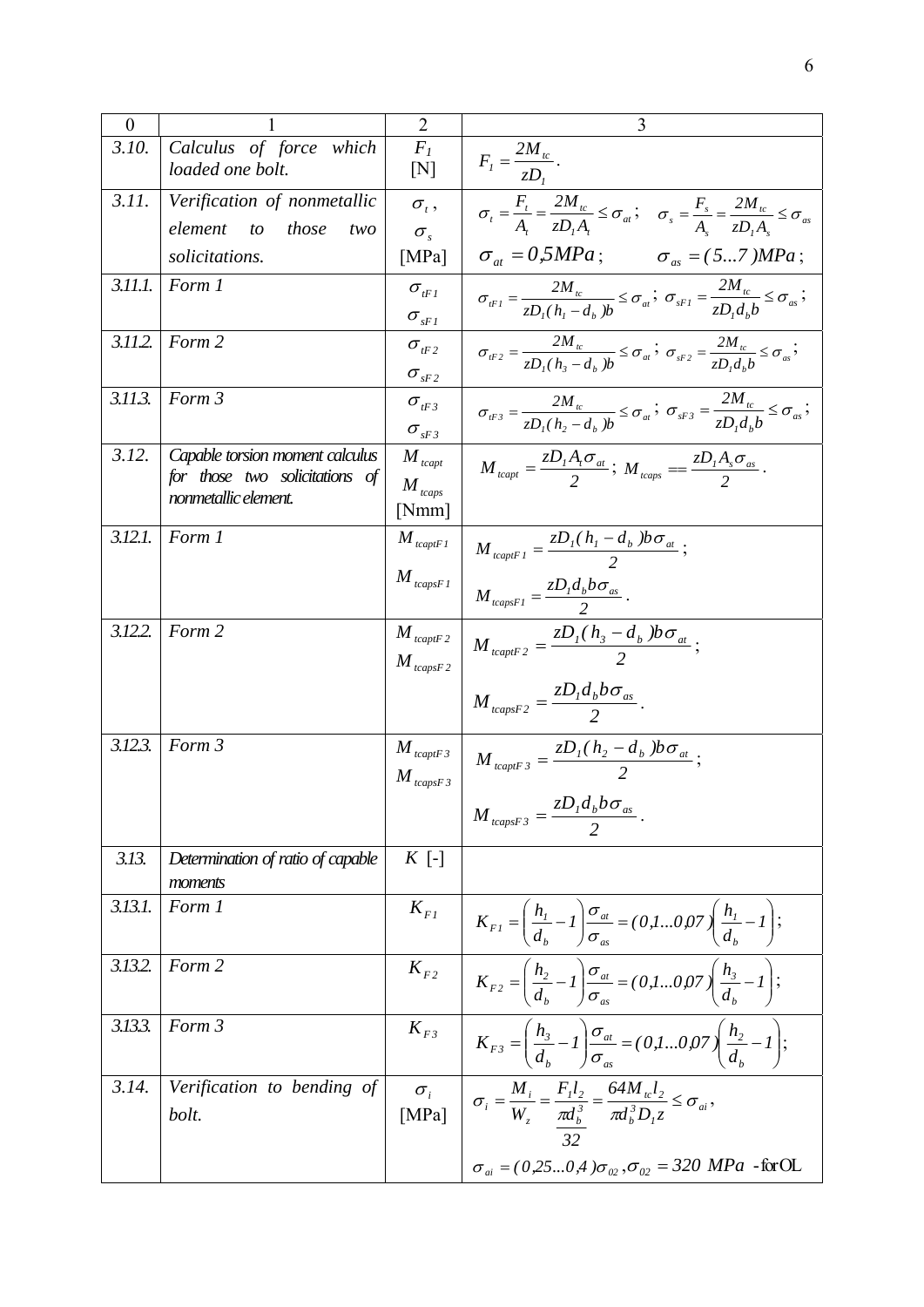| 0 | 1 | 2 | 3 |
|---|---|---|---|
| *3.10.* | *Calculus of force which loaded one bolt.* | $F_1$ [N] | $F_1 = \dfrac{2M_{tc}}{zD_1}$. |
| *3.11.* | *Verification of nonmetallic element to those two solicitations.* | $\sigma_t$, $\sigma_s$ [MPa] | $\sigma_t = \dfrac{F_t}{A_t} = \dfrac{2M_{tc}}{zD_1A_t} \le \sigma_{at}$; $\sigma_s = \dfrac{F_s}{A_s} = \dfrac{2M_{tc}}{zD_1A_s} \le \sigma_{as}$ <br> $\sigma_{at} = 0{,}5MPa$; $\sigma_{as} = (5...7)MPa$; |
| *3.11.1.* | *Form 1* | $\sigma_{tF1}$ $\sigma_{sF1}$ | $\sigma_{tF1} = \dfrac{2M_{tc}}{zD_1(h_1 - d_b)b} \le \sigma_{at}$; $\sigma_{sF1} = \dfrac{2M_{tc}}{zD_1d_bb} \le \sigma_{as}$; |
| *3.11.2.* | *Form 2* | $\sigma_{tF2}$ $\sigma_{sF2}$ | $\sigma_{tF2} = \dfrac{2M_{tc}}{zD_1(h_3 - d_b)b} \le \sigma_{at}$; $\sigma_{sF2} = \dfrac{2M_{tc}}{zD_1d_bb} \le \sigma_{as}$; |
| *3.11.3.* | *Form 3* | $\sigma_{tF3}$ $\sigma_{sF3}$ | $\sigma_{tF3} = \dfrac{2M_{tc}}{zD_1(h_2 - d_b)b} \le \sigma_{at}$; $\sigma_{sF3} = \dfrac{2M_{tc}}{zD_1d_bb} \le \sigma_{as}$; |
| *3.12.* | *Capable torsion moment calculus for those two solicitations of nonmetallic element.* | $M_{tcapt}$ $M_{tcaps}$ [Nmm] | $M_{tcapt} = \dfrac{zD_1A_t\sigma_{at}}{2}$; $M_{tcaps} == \dfrac{zD_1A_s\sigma_{as}}{2}$. |
| *3.12.1.* | *Form 1* | $M_{tcaptF1}$ $M_{tcapsF1}$ | $M_{tcaptF1} = \dfrac{zD_1(h_1 - d_b)b\sigma_{at}}{2}$; <br> $M_{tcapsF1} = \dfrac{zD_1d_bb\sigma_{as}}{2}$. |
| *3.12.2.* | *Form 2* | $M_{tcaptF2}$ $M_{tcapsF2}$ | $M_{tcaptF2} = \dfrac{zD_1(h_3 - d_b)b\sigma_{at}}{2}$; <br> $M_{tcapsF2} = \dfrac{zD_1d_bb\sigma_{as}}{2}$. |
| *3.12.3.* | *Form 3* | $M_{tcaptF3}$ $M_{tcapsF3}$ | $M_{tcaptF3} = \dfrac{zD_1(h_2 - d_b)b\sigma_{at}}{2}$; <br> $M_{tcapsF3} = \dfrac{zD_1d_bb\sigma_{as}}{2}$. |
| *3.13.* | *Determination of ratio of capable moments* | $K$ [-] | |
| *3.13.1.* | *Form 1* | $K_{F1}$ | $K_{F1} = \left(\dfrac{h_1}{d_b} - 1\right)\dfrac{\sigma_{at}}{\sigma_{as}} = (0{,}1...0{,}07)\left(\dfrac{h_1}{d_b} - 1\right)$; |
| *3.13.2.* | *Form 2* | $K_{F2}$ | $K_{F2} = \left(\dfrac{h_2}{d_b} - 1\right)\dfrac{\sigma_{at}}{\sigma_{as}} = (0{,}1...0{,}07)\left(\dfrac{h_3}{d_b} - 1\right)$; |
| *3.13.3.* | *Form 3* | $K_{F3}$ | $K_{F3} = \left(\dfrac{h_3}{d_b} - 1\right)\dfrac{\sigma_{at}}{\sigma_{as}} = (0{,}1...0{,}07)\left(\dfrac{h_2}{d_b} - 1\right)$; |
| *3.14.* | *Verification to bending of bolt.* | $\sigma_i$ [MPa] | $\sigma_i = \dfrac{M_i}{W_z} = \dfrac{F_1l_2}{\dfrac{\pi d_b^3}{32}} = \dfrac{64M_{tc}l_2}{\pi d_b^3D_1z} \le \sigma_{ai}$, <br> $\sigma_{ai} = (0{,}25...0{,}4)\sigma_{02}, \sigma_{02} = 320\ MPa$ - for OL |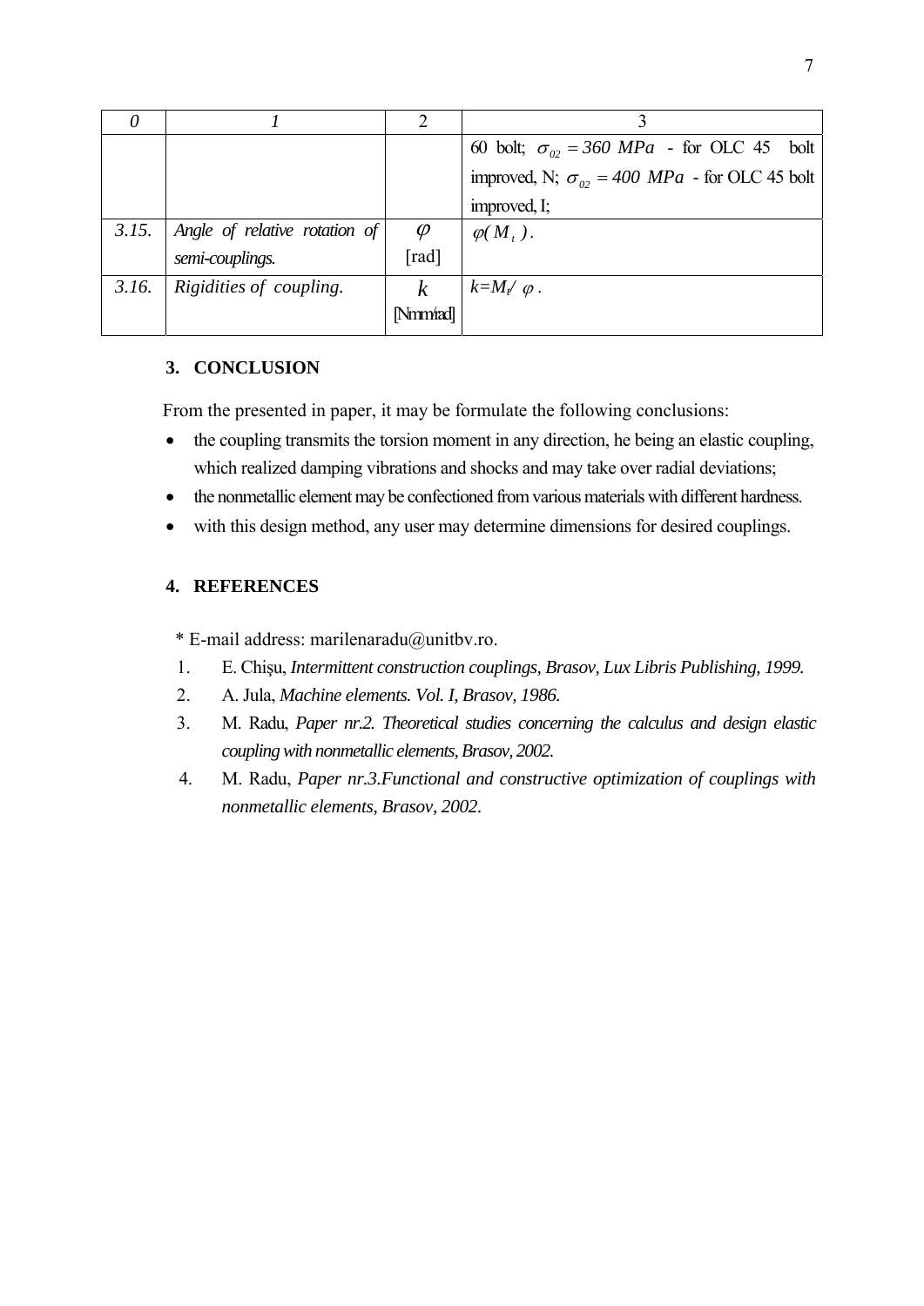| 0 | 1 | 2 | 3 |
|---|---|---|---|
| | | | 60 bolt; $\sigma_{02} = 360\ MPa$ - for OLC 45 bolt improved, N; $\sigma_{02} = 400\ MPa$ - for OLC 45 bolt improved, I; |
| 3.15. | *Angle of relative rotation of semi-couplings.* | $\varphi$ [rad] | $\varphi(M_t)$. |
| 3.16. | *Rigidities of coupling.* | $k$ [Nmm/rad] | $k=M_t/\ \varphi$ . |

## 3. CONCLUSION

From the presented in paper, it may be formulate the following conclusions:

- the coupling transmits the torsion moment in any direction, he being an elastic coupling, which realized damping vibrations and shocks and may take over radial deviations;
- the nonmetallic element may be confectioned from various materials with different hardness.
- with this design method, any user may determine dimensions for desired couplings.

## 4. REFERENCES

\* E-mail address: marilenaradu@unitbv.ro.

1. E. Chişu, *Intermittent construction couplings, Brasov, Lux Libris Publishing, 1999.*
2. A. Jula, *Machine elements. Vol. I, Brasov, 1986.*
3. M. Radu, *Paper nr.2. Theoretical studies concerning the calculus and design elastic coupling with nonmetallic elements, Brasov, 2002.*
4. M. Radu, *Paper nr.3.Functional and constructive optimization of couplings with nonmetallic elements, Brasov, 2002.*